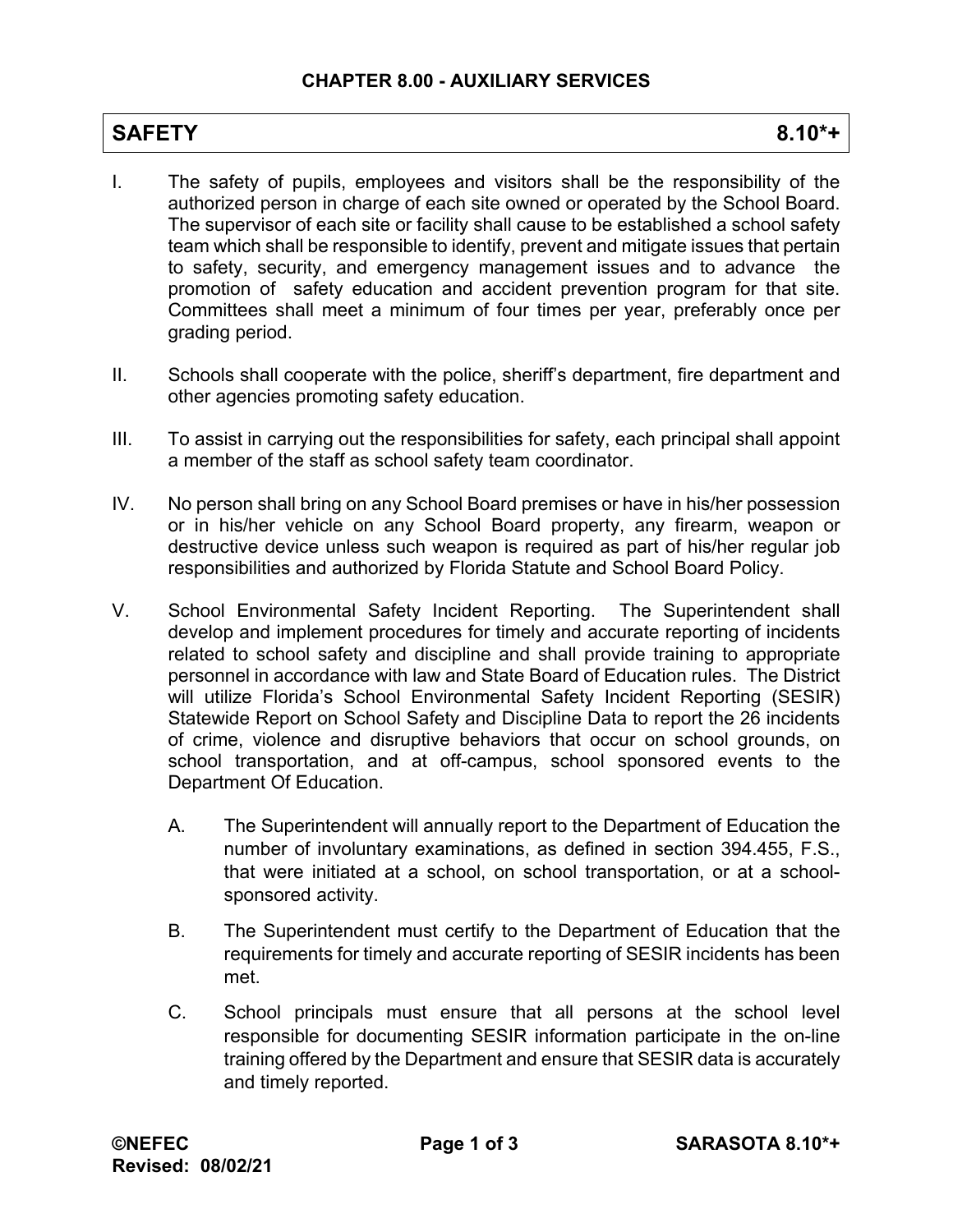## CHAPTER 8.00 - AUXILIARY SERVICES

# SAFETY 8.10*+

I. The safety of pupils, employees and visitors shall be the responsibility of the authorized person in charge of each site owned or operated by the School Board. The supervisor of each site or facility shall cause to be established a school safety team which shall be responsible to identify, prevent and mitigate issues that pertain to safety, security, and emergency management issues and to advance the promotion of safety education and accident prevention program for that site. Committees shall meet a minimum of four times per year, preferably once per grading period.

II. Schools shall cooperate with the police, sheriff's department, fire department and other agencies promoting safety education.

III. To assist in carrying out the responsibilities for safety, each principal shall appoint a member of the staff as school safety team coordinator.

IV. No person shall bring on any School Board premises or have in his/her possession or in his/her vehicle on any School Board property, any firearm, weapon or destructive device unless such weapon is required as part of his/her regular job responsibilities and authorized by Florida Statute and School Board Policy.

V. School Environmental Safety Incident Reporting. The Superintendent shall develop and implement procedures for timely and accurate reporting of incidents related to school safety and discipline and shall provide training to appropriate personnel in accordance with law and State Board of Education rules. The District will utilize Florida's School Environmental Safety Incident Reporting (SESIR) Statewide Report on School Safety and Discipline Data to report the 26 incidents of crime, violence and disruptive behaviors that occur on school grounds, on school transportation, and at off-campus, school sponsored events to the Department Of Education.

   A. The Superintendent will annually report to the Department of Education the number of involuntary examinations, as defined in section 394.455, F.S., that were initiated at a school, on school transportation, or at a school-sponsored activity.

   B. The Superintendent must certify to the Department of Education that the requirements for timely and accurate reporting of SESIR incidents has been met.

   C. School principals must ensure that all persons at the school level responsible for documenting SESIR information participate in the on-line training offered by the Department and ensure that SESIR data is accurately and timely reported.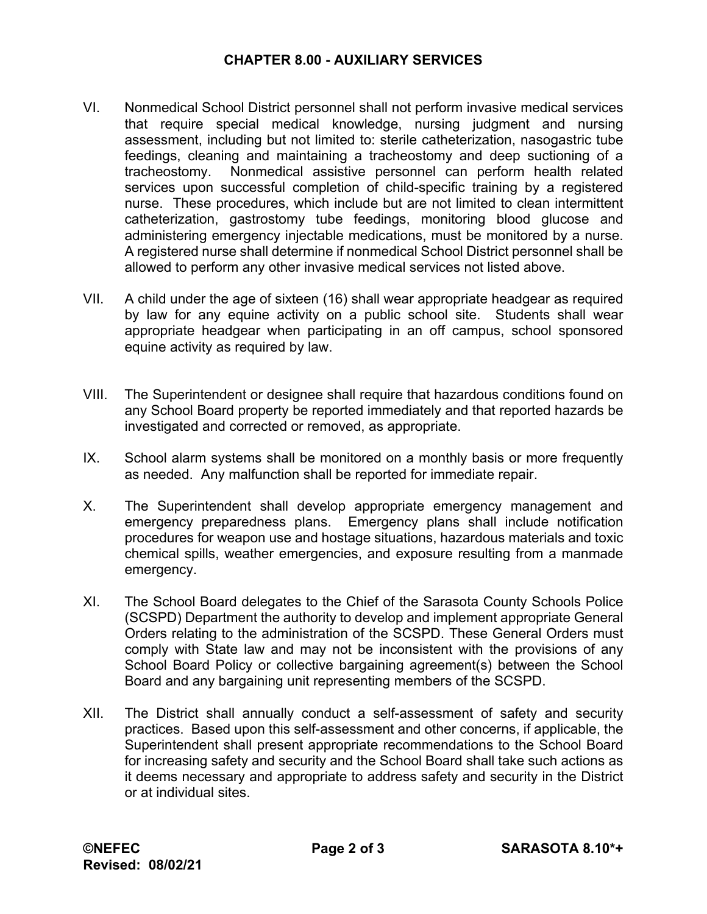VI. Nonmedical School District personnel shall not perform invasive medical services that require special medical knowledge, nursing judgment and nursing assessment, including but not limited to: sterile catheterization, nasogastric tube feedings, cleaning and maintaining a tracheostomy and deep suctioning of a tracheostomy. Nonmedical assistive personnel can perform health related services upon successful completion of child-specific training by a registered nurse. These procedures, which include but are not limited to clean intermittent catheterization, gastrostomy tube feedings, monitoring blood glucose and administering emergency injectable medications, must be monitored by a nurse. A registered nurse shall determine if nonmedical School District personnel shall be allowed to perform any other invasive medical services not listed above.

VII. A child under the age of sixteen (16) shall wear appropriate headgear as required by law for any equine activity on a public school site. Students shall wear appropriate headgear when participating in an off campus, school sponsored equine activity as required by law.

VIII. The Superintendent or designee shall require that hazardous conditions found on any School Board property be reported immediately and that reported hazards be investigated and corrected or removed, as appropriate.

IX. School alarm systems shall be monitored on a monthly basis or more frequently as needed. Any malfunction shall be reported for immediate repair.

X. The Superintendent shall develop appropriate emergency management and emergency preparedness plans. Emergency plans shall include notification procedures for weapon use and hostage situations, hazardous materials and toxic chemical spills, weather emergencies, and exposure resulting from a manmade emergency.

XI. The School Board delegates to the Chief of the Sarasota County Schools Police (SCSPD) Department the authority to develop and implement appropriate General Orders relating to the administration of the SCSPD. These General Orders must comply with State law and may not be inconsistent with the provisions of any School Board Policy or collective bargaining agreement(s) between the School Board and any bargaining unit representing members of the SCSPD.

XII. The District shall annually conduct a self-assessment of safety and security practices. Based upon this self-assessment and other concerns, if applicable, the Superintendent shall present appropriate recommendations to the School Board for increasing safety and security and the School Board shall take such actions as it deems necessary and appropriate to address safety and security in the District or at individual sites.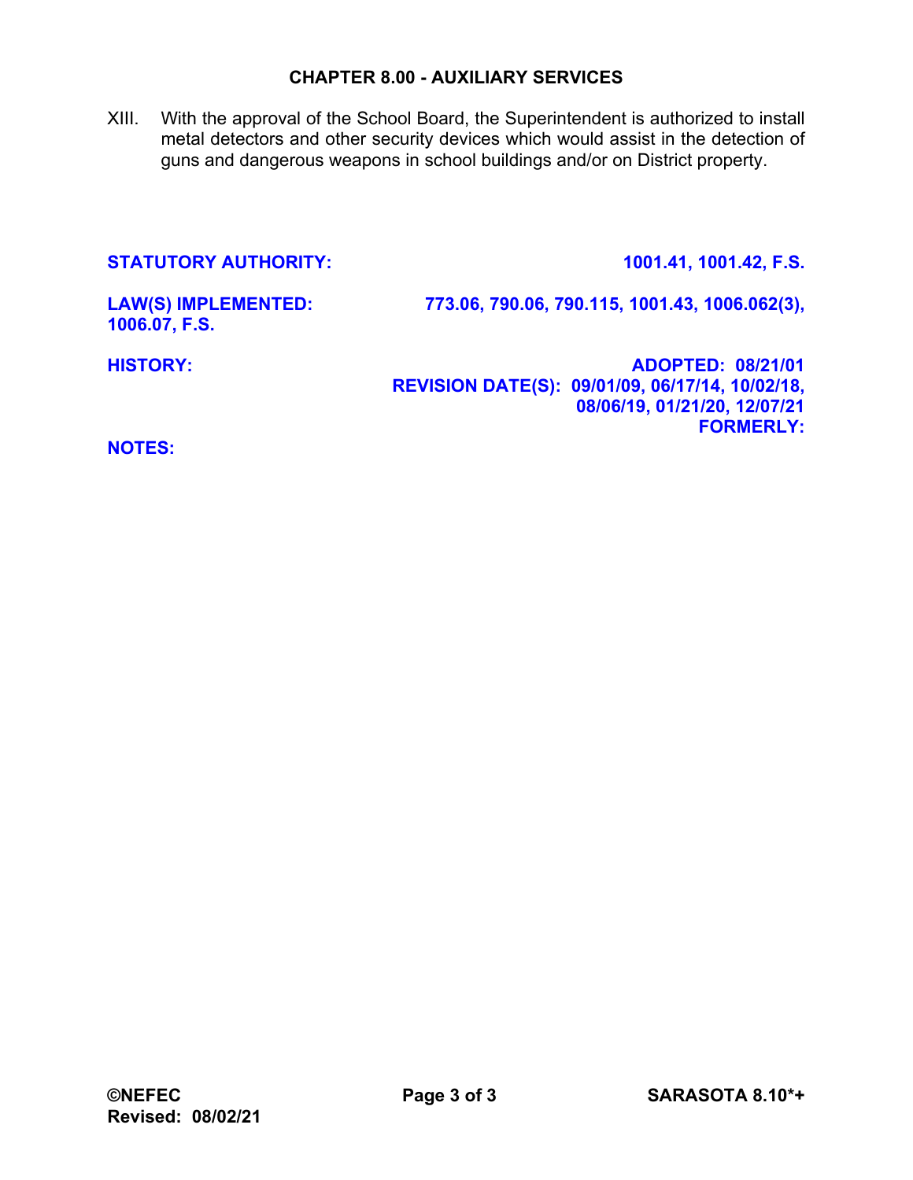XIII. With the approval of the School Board, the Superintendent is authorized to install metal detectors and other security devices which would assist in the detection of guns and dangerous weapons in school buildings and/or on District property.

**STATUTORY AUTHORITY:** **1001.41, 1001.42, F.S.**

**LAW(S) IMPLEMENTED:** **773.06, 790.06, 790.115, 1001.43, 1006.062(3), 1006.07, F.S.**

**HISTORY:** **ADOPTED: 08/21/01**
**REVISION DATE(S): 09/01/09, 06/17/14, 10/02/18, 08/06/19, 01/21/20, 12/07/21**
**FORMERLY:**

**NOTES:**